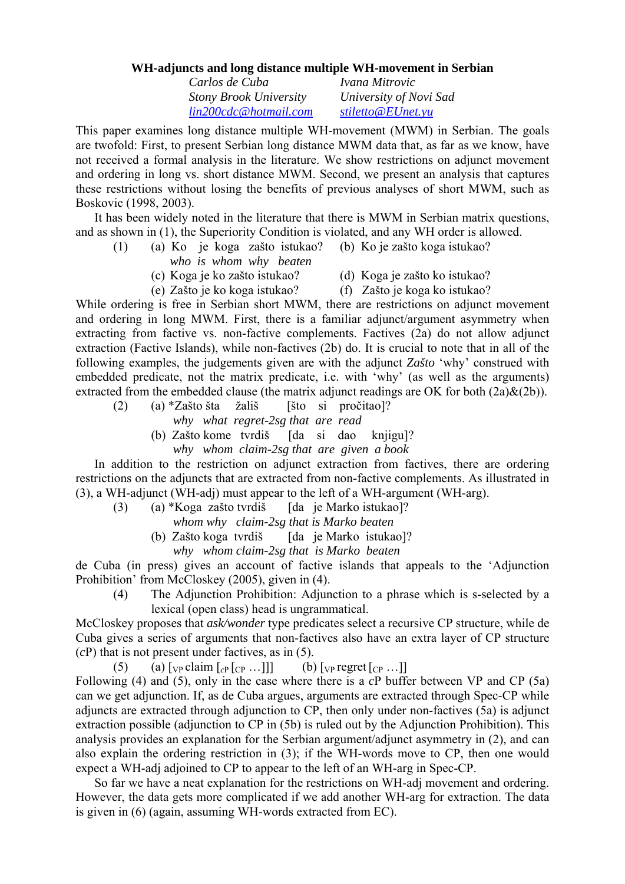**WH-adjuncts and long distance multiple WH-movement in Serbian**

*Carlos de Cuba* — *Stony Brook University* — *lin200cdc@hotmail.com*

*Ivana Mitrovic* — *University of Novi Sad* — *stiletto@EUnet.yu*

This paper examines long distance multiple WH-movement (MWM) in Serbian. The goals are twofold: First, to present Serbian long distance MWM data that, as far as we know, have not received a formal analysis in the literature. We show restrictions on adjunct movement and ordering in long vs. short distance MWM. Second, we present an analysis that captures these restrictions without losing the benefits of previous analyses of short MWM, such as Boskovic (1998, 2003).

It has been widely noted in the literature that there is MWM in Serbian matrix questions, and as shown in (1), the Superiority Condition is violated, and any WH order is allowed.

(1) (a) Ko je koga zašto istukao? (b) Ko je zašto koga istukao?
*who is whom why beaten*
(c) Koga je ko zašto istukao? (d) Koga je zašto ko istukao?
(e) Zašto je ko koga istukao? (f) Zašto je koga ko istukao?

While ordering is free in Serbian short MWM, there are restrictions on adjunct movement and ordering in long MWM. First, there is a familiar adjunct/argument asymmetry when extracting from factive vs. non-factive complements. Factives (2a) do not allow adjunct extraction (Factive Islands), while non-factives (2b) do. It is crucial to note that in all of the following examples, the judgements given are with the adjunct *Zašto* 'why' construed with embedded predicate, not the matrix predicate, i.e. with 'why' (as well as the arguments) extracted from the embedded clause (the matrix adjunct readings are OK for both (2a)&(2b)).

(2) (a) *Zašto šta žališ [što si pročitao]?
*why what regret-2sg that are read*
(b) Zašto kome tvrdiš [da si dao knjigu]?
*why whom claim-2sg that are given a book*

In addition to the restriction on adjunct extraction from factives, there are ordering restrictions on the adjuncts that are extracted from non-factive complements. As illustrated in (3), a WH-adjunct (WH-adj) must appear to the left of a WH-argument (WH-arg).

(3) (a) *Koga zašto tvrdiš [da je Marko istukao]?
*whom why claim-2sg that is Marko beaten*
(b) Zašto koga tvrdiš [da je Marko istukao]?
*why whom claim-2sg that is Marko beaten*

de Cuba (in press) gives an account of factive islands that appeals to the 'Adjunction Prohibition' from McCloskey (2005), given in (4).

(4) The Adjunction Prohibition: Adjunction to a phrase which is s-selected by a lexical (open class) head is ungrammatical.

McCloskey proposes that *ask/wonder* type predicates select a recursive CP structure, while de Cuba gives a series of arguments that non-factives also have an extra layer of CP structure (*c*P) that is not present under factives, as in (5).

(5) (a) $[_{VP}$ claim $[_{cP}$ $[_{CP}$ …$]]]$ (b) $[_{VP}$ regret $[_{CP}$ …$]]$

Following (4) and (5), only in the case where there is a *c*P buffer between VP and CP (5a) can we get adjunction. If, as de Cuba argues, arguments are extracted through Spec-CP while adjuncts are extracted through adjunction to CP, then only under non-factives (5a) is adjunct extraction possible (adjunction to CP in (5b) is ruled out by the Adjunction Prohibition). This analysis provides an explanation for the Serbian argument/adjunct asymmetry in (2), and can also explain the ordering restriction in (3); if the WH-words move to CP, then one would expect a WH-adj adjoined to CP to appear to the left of an WH-arg in Spec-CP.

So far we have a neat explanation for the restrictions on WH-adj movement and ordering. However, the data gets more complicated if we add another WH-arg for extraction. The data is given in (6) (again, assuming WH-words extracted from EC).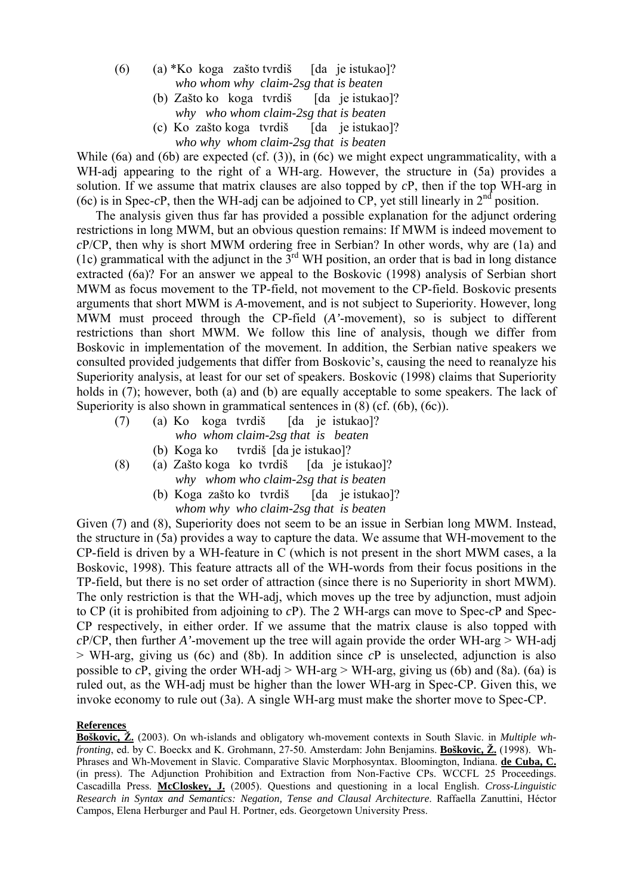(6) (a) *Ko koga zašto tvrdiš [da je istukao]?
*who whom why claim-2sg that is beaten*
(b) Zašto ko koga tvrdiš [da je istukao]?
*why who whom claim-2sg that is beaten*
(c) Ko zašto koga tvrdiš [da je istukao]?
*who why whom claim-2sg that is beaten*

While (6a) and (6b) are expected (cf. (3)), in (6c) we might expect ungrammaticality, with a WH-adj appearing to the right of a WH-arg. However, the structure in (5a) provides a solution. If we assume that matrix clauses are also topped by *c*P, then if the top WH-arg in (6c) is in Spec-*c*P, then the WH-adj can be adjoined to CP, yet still linearly in 2nd position.

The analysis given thus far has provided a possible explanation for the adjunct ordering restrictions in long MWM, but an obvious question remains: If MWM is indeed movement to *c*P/CP, then why is short MWM ordering free in Serbian? In other words, why are (1a) and (1c) grammatical with the adjunct in the 3rd WH position, an order that is bad in long distance extracted (6a)? For an answer we appeal to the Boskovic (1998) analysis of Serbian short MWM as focus movement to the TP-field, not movement to the CP-field. Boskovic presents arguments that short MWM is *A*-movement, and is not subject to Superiority. However, long MWM must proceed through the CP-field (*A'*-movement), so is subject to different restrictions than short MWM. We follow this line of analysis, though we differ from Boskovic in implementation of the movement. In addition, the Serbian native speakers we consulted provided judgements that differ from Boskovic's, causing the need to reanalyze his Superiority analysis, at least for our set of speakers. Boskovic (1998) claims that Superiority holds in (7); however, both (a) and (b) are equally acceptable to some speakers. The lack of Superiority is also shown in grammatical sentences in (8) (cf. (6b), (6c)).

(7) (a) Ko koga tvrdiš [da je istukao]?
*who whom claim-2sg that is beaten*
(b) Koga ko tvrdiš [da je istukao]?

(8) (a) Zašto koga ko tvrdiš [da je istukao]?
*why whom who claim-2sg that is beaten*
(b) Koga zašto ko tvrdiš [da je istukao]?
*whom why who claim-2sg that is beaten*

Given (7) and (8), Superiority does not seem to be an issue in Serbian long MWM. Instead, the structure in (5a) provides a way to capture the data. We assume that WH-movement to the CP-field is driven by a WH-feature in C (which is not present in the short MWM cases, a la Boskovic, 1998). This feature attracts all of the WH-words from their focus positions in the TP-field, but there is no set order of attraction (since there is no Superiority in short MWM). The only restriction is that the WH-adj, which moves up the tree by adjunction, must adjoin to CP (it is prohibited from adjoining to *c*P). The 2 WH-args can move to Spec-*c*P and Spec-CP respectively, in either order. If we assume that the matrix clause is also topped with *c*P/CP, then further *A'*-movement up the tree will again provide the order WH-arg > WH-adj > WH-arg, giving us (6c) and (8b). In addition since *c*P is unselected, adjunction is also possible to *c*P, giving the order WH-adj > WH-arg > WH-arg, giving us (6b) and (8a). (6a) is ruled out, as the WH-adj must be higher than the lower WH-arg in Spec-CP. Given this, we invoke economy to rule out (3a). A single WH-arg must make the shorter move to Spec-CP.

## References

**Boškovic, Ž.** (2003). On wh-islands and obligatory wh-movement contexts in South Slavic. in *Multiple wh-fronting*, ed. by C. Boeckx and K. Grohmann, 27-50. Amsterdam: John Benjamins. **Boškovic, Ž.** (1998). Wh-Phrases and Wh-Movement in Slavic. Comparative Slavic Morphosyntax. Bloomington, Indiana. **de Cuba, C.** (in press). The Adjunction Prohibition and Extraction from Non-Factive CPs. WCCFL 25 Proceedings. Cascadilla Press. **McCloskey, J.** (2005). Questions and questioning in a local English. *Cross-Linguistic Research in Syntax and Semantics: Negation, Tense and Clausal Architecture*. Raffaella Zanuttini, Héctor Campos, Elena Herburger and Paul H. Portner, eds. Georgetown University Press.